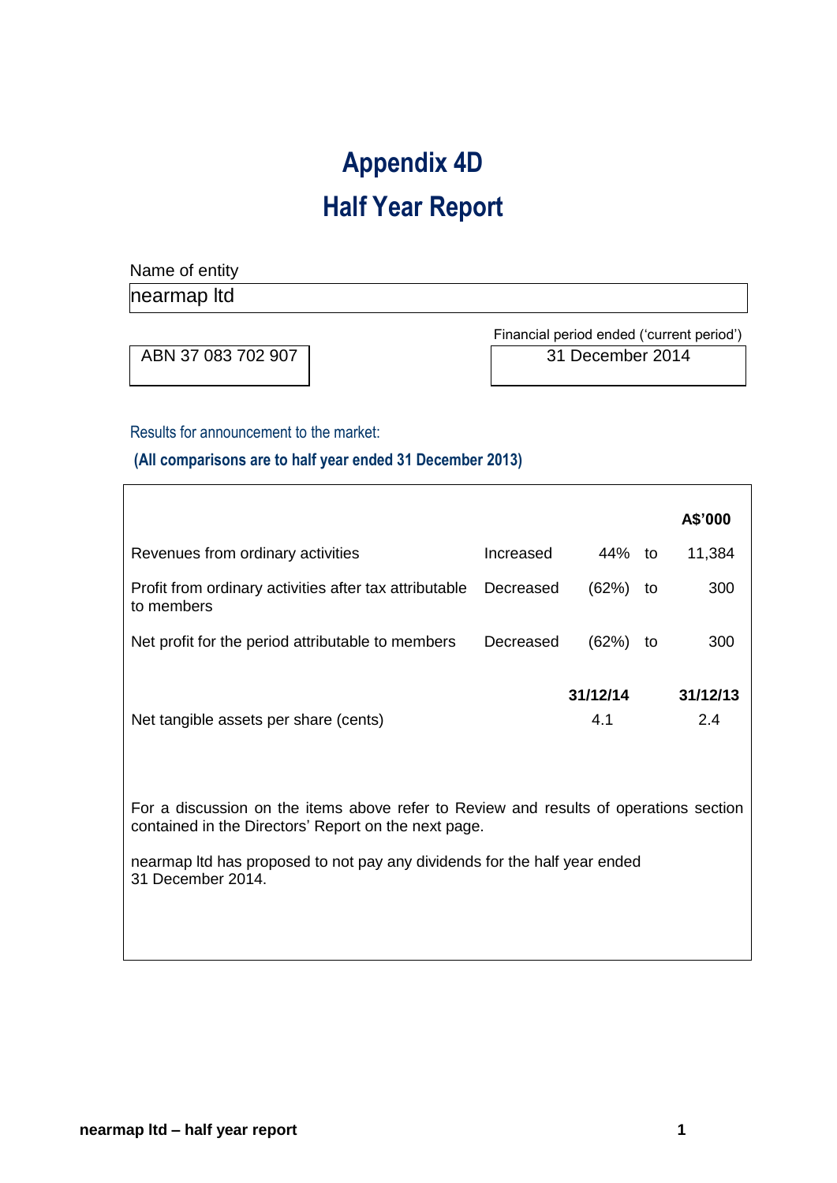# Appendix 4D

# Half Year Report

Name of entity

nearmap ltd

ABN 37 083 702 907

Financial period ended ('current period')

31 December 2014

Results for announcement to the market:

**(All comparisons are to half year ended 31 December 2013)**

| | | | | A$'000 |
|---|---|---|---|---|
| Revenues from ordinary activities | Increased | 44% | to | 11,384 |
| Profit from ordinary activities after tax attributable to members | Decreased | (62%) | to | 300 |
| Net profit for the period attributable to members | Decreased | (62%) | to | 300 |
| | | **31/12/14** | | **31/12/13** |
| Net tangible assets per share (cents) | | 4.1 | | 2.4 |

For a discussion on the items above refer to Review and results of operations section contained in the Directors' Report on the next page.

nearmap ltd has proposed to not pay any dividends for the half year ended 31 December 2014.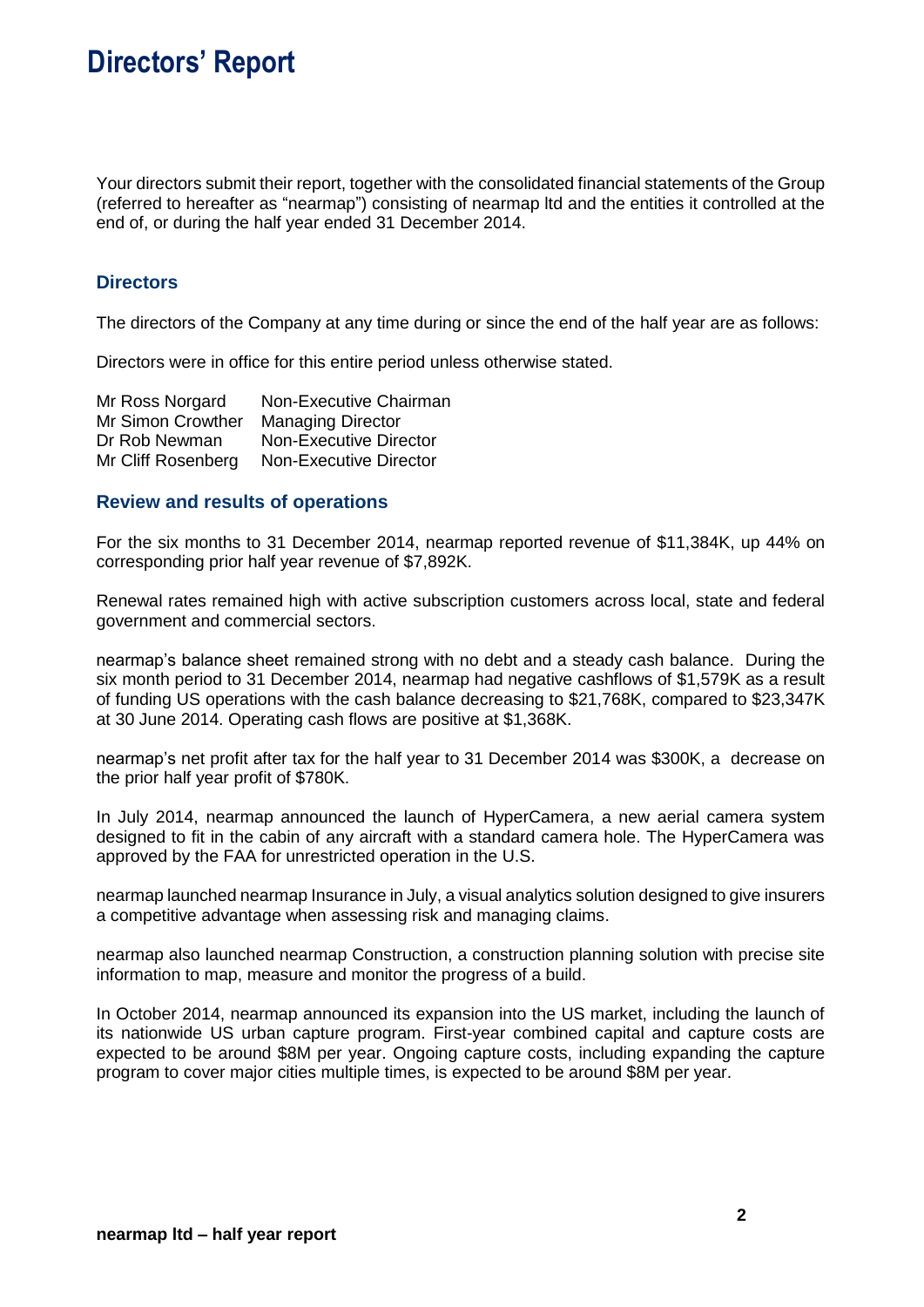# Directors' Report

Your directors submit their report, together with the consolidated financial statements of the Group (referred to hereafter as "nearmap") consisting of nearmap ltd and the entities it controlled at the end of, or during the half year ended 31 December 2014.

## Directors

The directors of the Company at any time during or since the end of the half year are as follows:

Directors were in office for this entire period unless otherwise stated.

| | |
|---|---|
| Mr Ross Norgard | Non-Executive Chairman |
| Mr Simon Crowther | Managing Director |
| Dr Rob Newman | Non-Executive Director |
| Mr Cliff Rosenberg | Non-Executive Director |

## Review and results of operations

For the six months to 31 December 2014, nearmap reported revenue of $11,384K, up 44% on corresponding prior half year revenue of $7,892K.

Renewal rates remained high with active subscription customers across local, state and federal government and commercial sectors.

nearmap's balance sheet remained strong with no debt and a steady cash balance. During the six month period to 31 December 2014, nearmap had negative cashflows of $1,579K as a result of funding US operations with the cash balance decreasing to $21,768K, compared to $23,347K at 30 June 2014. Operating cash flows are positive at $1,368K.

nearmap's net profit after tax for the half year to 31 December 2014 was $300K, a decrease on the prior half year profit of $780K.

In July 2014, nearmap announced the launch of HyperCamera, a new aerial camera system designed to fit in the cabin of any aircraft with a standard camera hole. The HyperCamera was approved by the FAA for unrestricted operation in the U.S.

nearmap launched nearmap Insurance in July, a visual analytics solution designed to give insurers a competitive advantage when assessing risk and managing claims.

nearmap also launched nearmap Construction, a construction planning solution with precise site information to map, measure and monitor the progress of a build.

In October 2014, nearmap announced its expansion into the US market, including the launch of its nationwide US urban capture program. First-year combined capital and capture costs are expected to be around $8M per year. Ongoing capture costs, including expanding the capture program to cover major cities multiple times, is expected to be around $8M per year.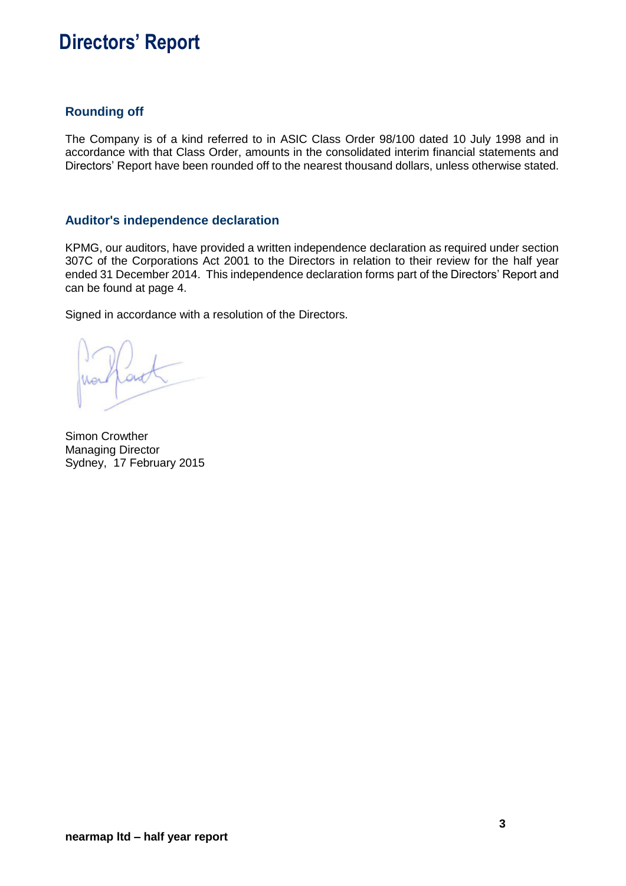# Directors' Report

## Rounding off

The Company is of a kind referred to in ASIC Class Order 98/100 dated 10 July 1998 and in accordance with that Class Order, amounts in the consolidated interim financial statements and Directors' Report have been rounded off to the nearest thousand dollars, unless otherwise stated.

## Auditor's independence declaration

KPMG, our auditors, have provided a written independence declaration as required under section 307C of the Corporations Act 2001 to the Directors in relation to their review for the half year ended 31 December 2014. This independence declaration forms part of the Directors' Report and can be found at page 4.

Signed in accordance with a resolution of the Directors.

Simon Crowther
Managing Director
Sydney, 17 February 2015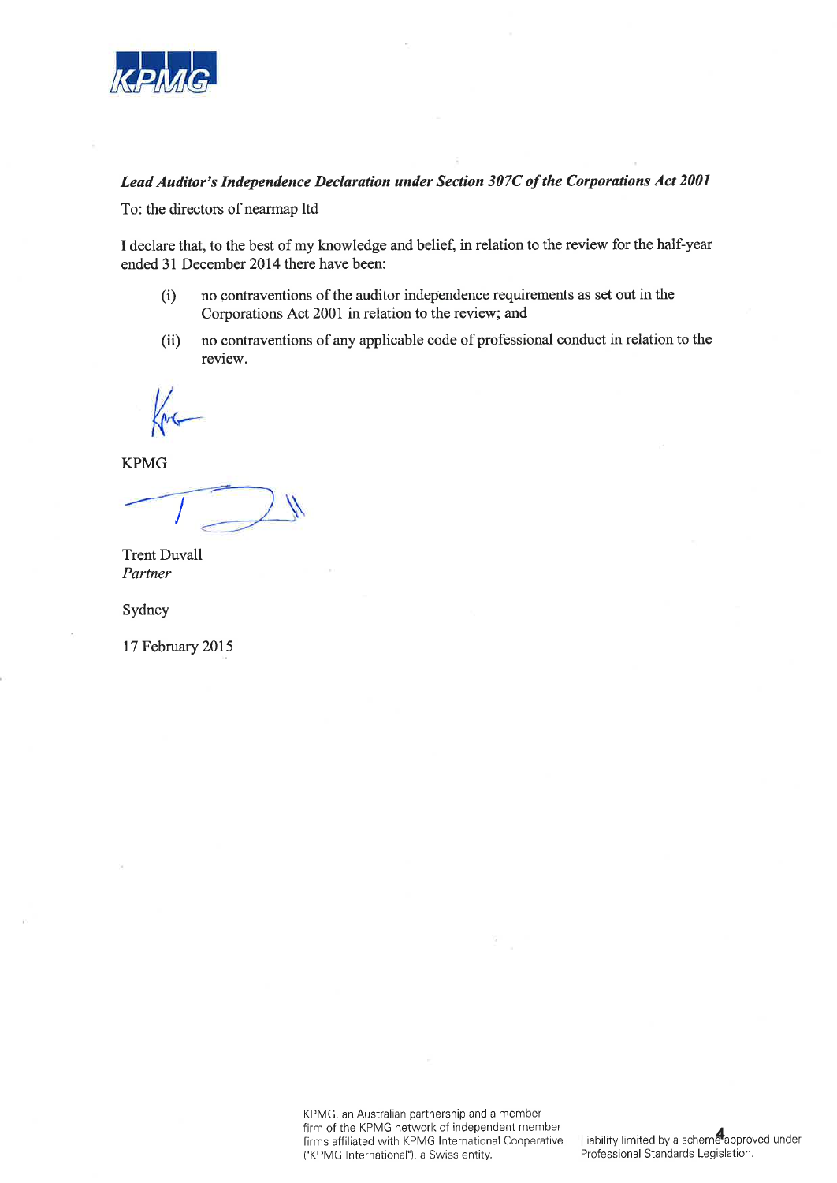**KPMG**

***Lead Auditor's Independence Declaration under Section 307C of the Corporations Act 2001***

To: the directors of nearmap ltd

I declare that, to the best of my knowledge and belief, in relation to the review for the half-year ended 31 December 2014 there have been:

(i) no contraventions of the auditor independence requirements as set out in the Corporations Act 2001 in relation to the review; and

(ii) no contraventions of any applicable code of professional conduct in relation to the review.

KPMG

Trent Duvall
*Partner*

Sydney

17 February 2015

KPMG, an Australian partnership and a member firm of the KPMG network of independent member firms affiliated with KPMG International Cooperative ("KPMG International"), a Swiss entity.

Liability limited by a scheme approved under Professional Standards Legislation.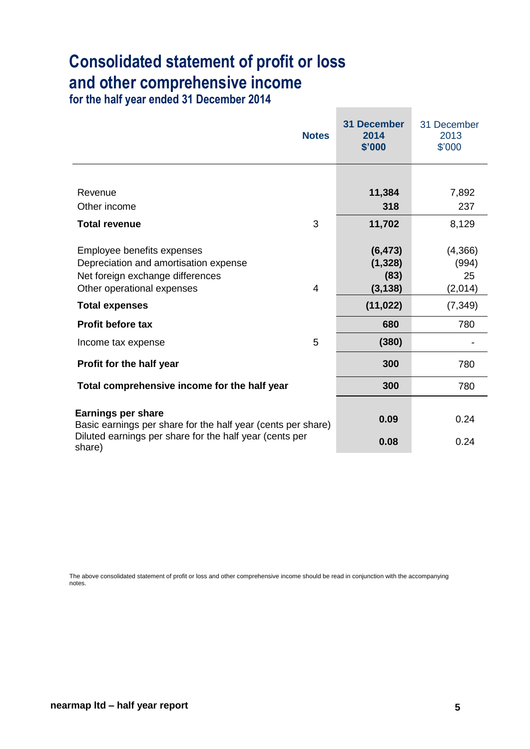# Consolidated statement of profit or loss and other comprehensive income

### for the half year ended 31 December 2014

| | Notes | 31 December 2014 $'000 | 31 December 2013 $'000 |
|---|---|---|---|
| Revenue | | **11,384** | 7,892 |
| Other income | | **318** | 237 |
| **Total revenue** | 3 | **11,702** | 8,129 |
| Employee benefits expenses | | **(6,473)** | (4,366) |
| Depreciation and amortisation expense | | **(1,328)** | (994) |
| Net foreign exchange differences | | **(83)** | 25 |
| Other operational expenses | 4 | **(3,138)** | (2,014) |
| **Total expenses** | | **(11,022)** | (7,349) |
| **Profit before tax** | | **680** | 780 |
| Income tax expense | 5 | **(380)** | - |
| **Profit for the half year** | | **300** | 780 |
| **Total comprehensive income for the half year** | | **300** | 780 |
| **Earnings per share** | | | |
| Basic earnings per share for the half year (cents per share) | | **0.09** | 0.24 |
| Diluted earnings per share for the half year (cents per share) | | **0.08** | 0.24 |

The above consolidated statement of profit or loss and other comprehensive income should be read in conjunction with the accompanying notes.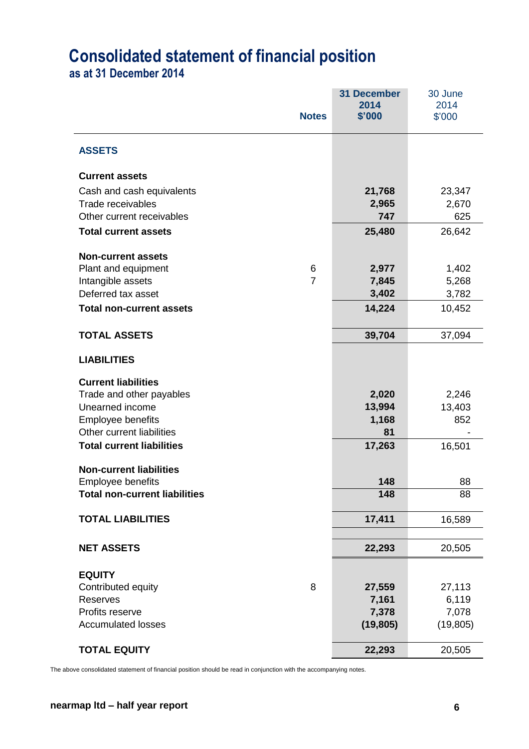# Consolidated statement of financial position

## as at 31 December 2014

| | Notes | 31 December 2014 $'000 | 30 June 2014 $'000 |
|---|---|---|---|
| **ASSETS** | | | |
| **Current assets** | | | |
| Cash and cash equivalents | | **21,768** | 23,347 |
| Trade receivables | | **2,965** | 2,670 |
| Other current receivables | | **747** | 625 |
| **Total current assets** | | **25,480** | 26,642 |
| **Non-current assets** | | | |
| Plant and equipment | 6 | **2,977** | 1,402 |
| Intangible assets | 7 | **7,845** | 5,268 |
| Deferred tax asset | | **3,402** | 3,782 |
| **Total non-current assets** | | **14,224** | 10,452 |
| **TOTAL ASSETS** | | **39,704** | 37,094 |
| **LIABILITIES** | | | |
| **Current liabilities** | | | |
| Trade and other payables | | **2,020** | 2,246 |
| Unearned income | | **13,994** | 13,403 |
| Employee benefits | | **1,168** | 852 |
| Other current liabilities | | **81** | - |
| **Total current liabilities** | | **17,263** | 16,501 |
| **Non-current liabilities** | | | |
| Employee benefits | | **148** | 88 |
| **Total non-current liabilities** | | **148** | 88 |
| **TOTAL LIABILITIES** | | **17,411** | 16,589 |
| **NET ASSETS** | | **22,293** | 20,505 |
| **EQUITY** | | | |
| Contributed equity | 8 | **27,559** | 27,113 |
| Reserves | | **7,161** | 6,119 |
| Profits reserve | | **7,378** | 7,078 |
| Accumulated losses | | **(19,805)** | (19,805) |
| **TOTAL EQUITY** | | **22,293** | 20,505 |

The above consolidated statement of financial position should be read in conjunction with the accompanying notes.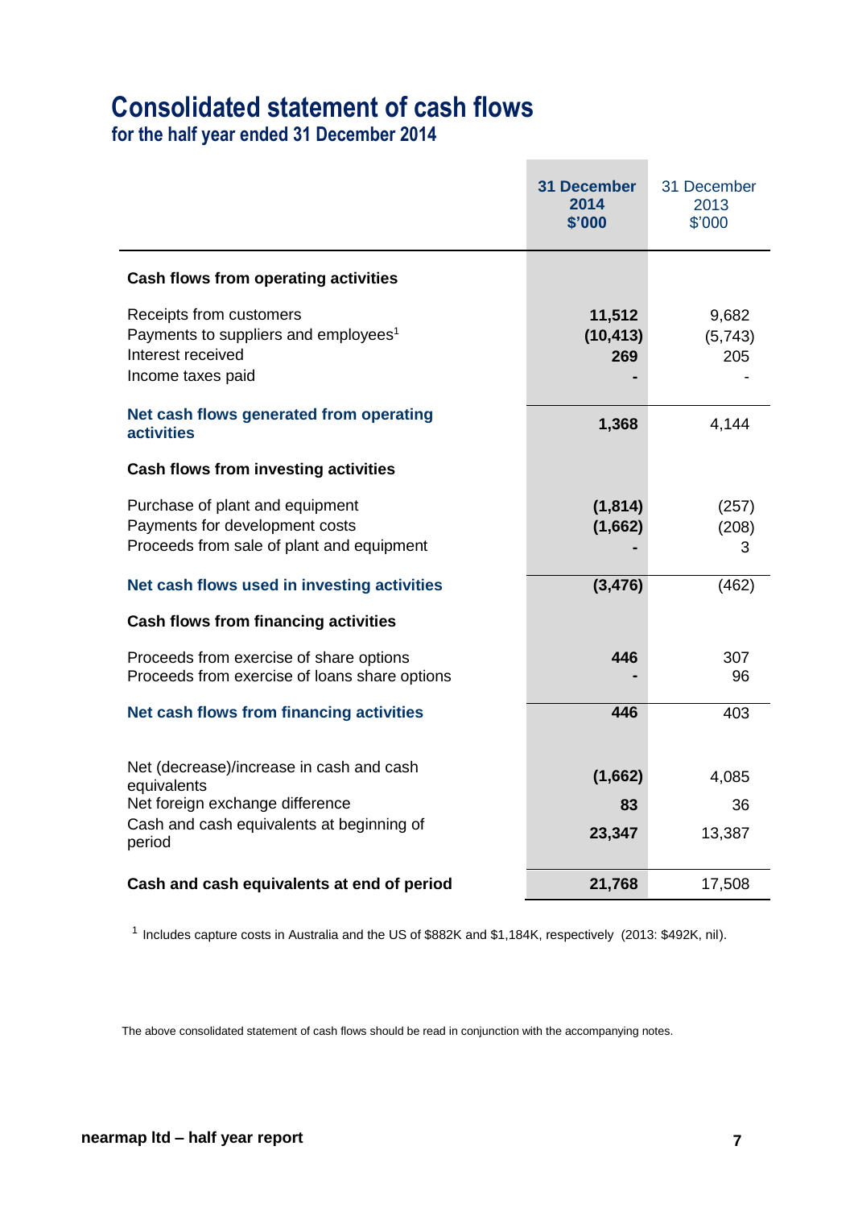# Consolidated statement of cash flows

## for the half year ended 31 December 2014

| | 31 December 2014 $'000 | 31 December 2013 $'000 |
|---|---|---|
| **Cash flows from operating activities** | | |
| Receipts from customers | **11,512** | 9,682 |
| Payments to suppliers and employees[1] | **(10,413)** | (5,743) |
| Interest received | **269** | 205 |
| Income taxes paid | **-** | - |
| **Net cash flows generated from operating activities** | **1,368** | 4,144 |
| **Cash flows from investing activities** | | |
| Purchase of plant and equipment | **(1,814)** | (257) |
| Payments for development costs | **(1,662)** | (208) |
| Proceeds from sale of plant and equipment | **-** | 3 |
| **Net cash flows used in investing activities** | **(3,476)** | (462) |
| **Cash flows from financing activities** | | |
| Proceeds from exercise of share options | **446** | 307 |
| Proceeds from exercise of loans share options | **-** | 96 |
| **Net cash flows from financing activities** | **446** | 403 |
| Net (decrease)/increase in cash and cash equivalents | **(1,662)** | 4,085 |
| Net foreign exchange difference | **83** | 36 |
| Cash and cash equivalents at beginning of period | **23,347** | 13,387 |
| **Cash and cash equivalents at end of period** | **21,768** | 17,508 |

[1] Includes capture costs in Australia and the US of $882K and $1,184K, respectively (2013: $492K, nil).

The above consolidated statement of cash flows should be read in conjunction with the accompanying notes.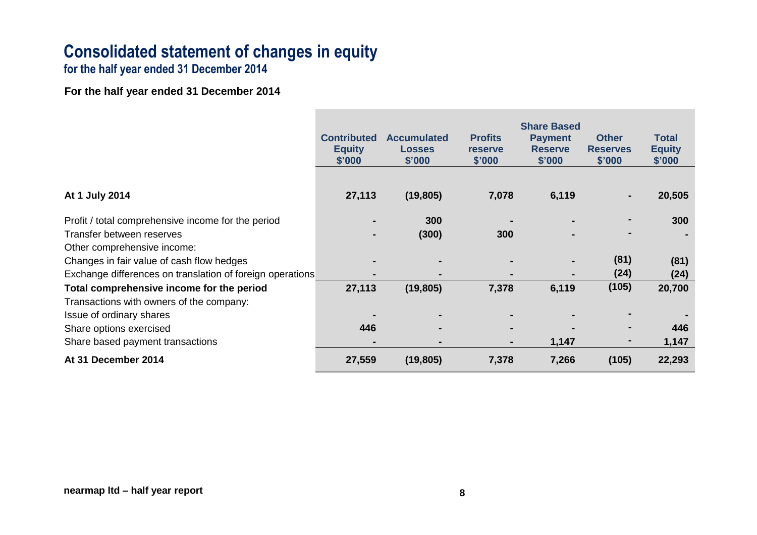# Consolidated statement of changes in equity
## for the half year ended 31 December 2014

**For the half year ended 31 December 2014**

| | Contributed Equity $'000 | Accumulated Losses $'000 | Profits reserve $'000 | Share Based Payment Reserve $'000 | Other Reserves $'000 | Total Equity $'000 |
|---|---|---|---|---|---|---|
| **At 1 July 2014** | **27,113** | **(19,805)** | **7,078** | **6,119** | **-** | **20,505** |
| Profit / total comprehensive income for the period | **-** | **300** | **-** | **-** | **-** | **300** |
| Transfer between reserves | **-** | **(300)** | **300** | **-** | **-** | **-** |
| Other comprehensive income: | | | | | | |
| Changes in fair value of cash flow hedges | **-** | **-** | **-** | **-** | **(81)** | **(81)** |
| Exchange differences on translation of foreign operations | **-** | **-** | **-** | **-** | **(24)** | **(24)** |
| **Total comprehensive income for the period** | **27,113** | **(19,805)** | **7,378** | **6,119** | **(105)** | **20,700** |
| Transactions with owners of the company: | | | | | | |
| Issue of ordinary shares | **-** | **-** | **-** | **-** | **-** | **-** |
| Share options exercised | **446** | **-** | **-** | **-** | **-** | **446** |
| Share based payment transactions | **-** | **-** | **-** | **1,147** | **-** | **1,147** |
| **At 31 December 2014** | **27,559** | **(19,805)** | **7,378** | **7,266** | **(105)** | **22,293** |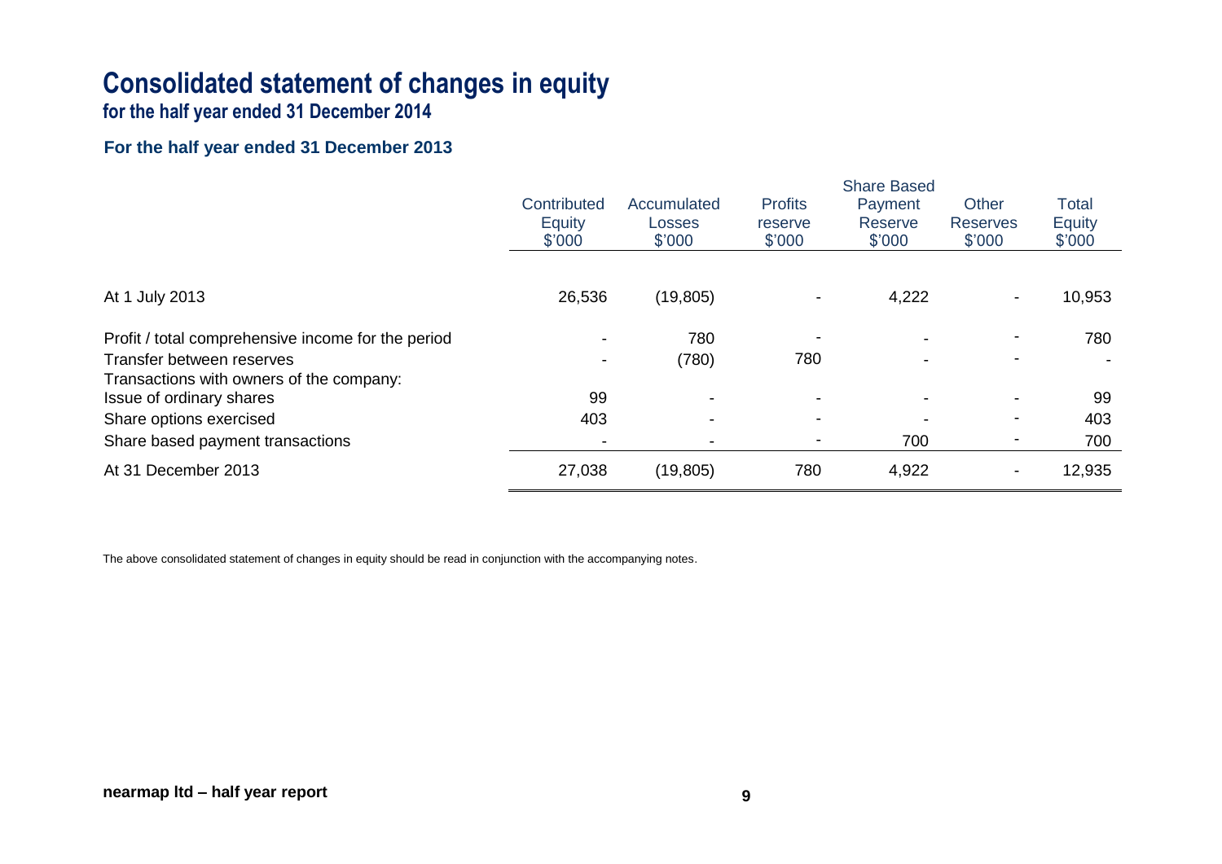# Consolidated statement of changes in equity

## for the half year ended 31 December 2014

### For the half year ended 31 December 2013

| | Contributed Equity $'000 | Accumulated Losses $'000 | Profits reserve $'000 | Share Based Payment Reserve $'000 | Other Reserves $'000 | Total Equity $'000 |
|---|---|---|---|---|---|---|
| At 1 July 2013 | 26,536 | (19,805) | - | 4,222 | - | 10,953 |
| Profit / total comprehensive income for the period | - | 780 | - | - | - | 780 |
| Transfer between reserves | - | (780) | 780 | - | - | - |
| Transactions with owners of the company: | | | | | | |
| Issue of ordinary shares | 99 | - | - | - | - | 99 |
| Share options exercised | 403 | - | - | - | - | 403 |
| Share based payment transactions | - | - | - | 700 | - | 700 |
| At 31 December 2013 | 27,038 | (19,805) | 780 | 4,922 | - | 12,935 |

The above consolidated statement of changes in equity should be read in conjunction with the accompanying notes.

**nearmap ltd – half year report**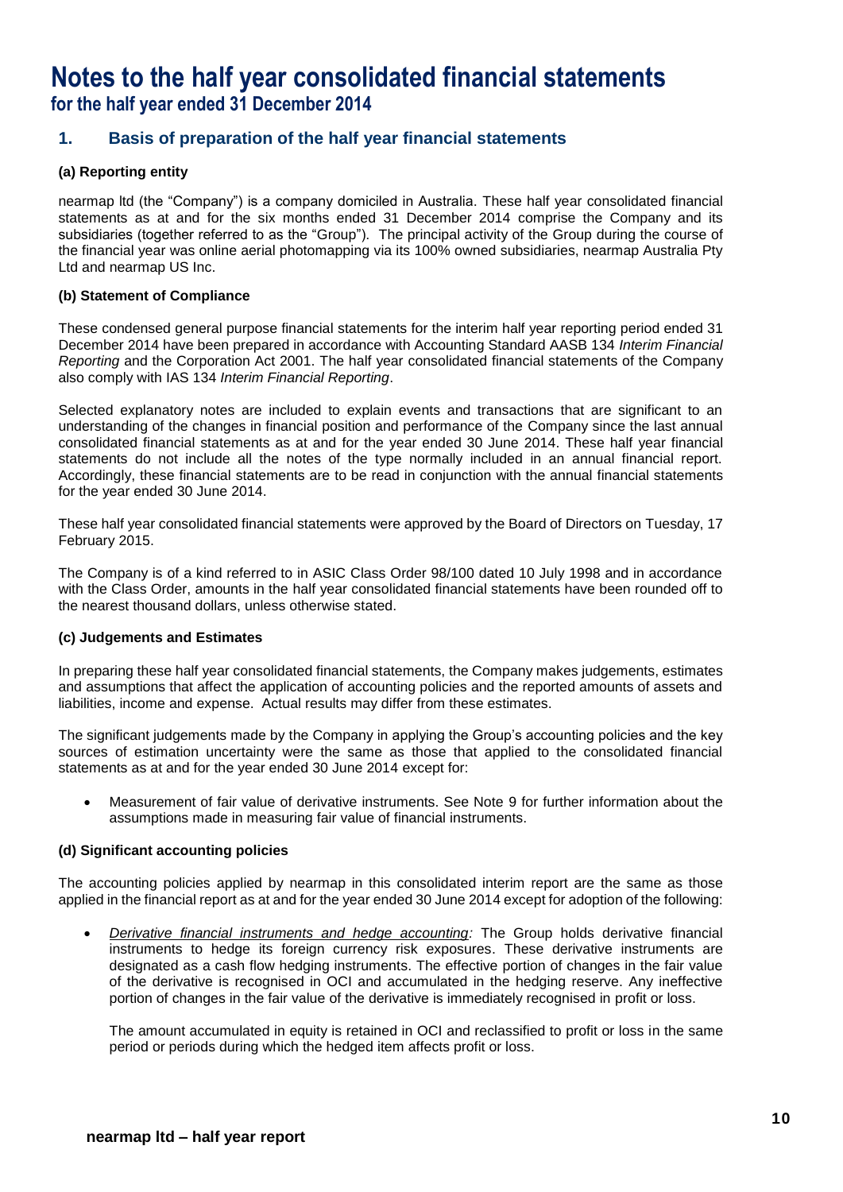# Notes to the half year consolidated financial statements

**for the half year ended 31 December 2014**

## 1. Basis of preparation of the half year financial statements

### (a) Reporting entity

nearmap ltd (the "Company") is a company domiciled in Australia. These half year consolidated financial statements as at and for the six months ended 31 December 2014 comprise the Company and its subsidiaries (together referred to as the "Group"). The principal activity of the Group during the course of the financial year was online aerial photomapping via its 100% owned subsidiaries, nearmap Australia Pty Ltd and nearmap US Inc.

### (b) Statement of Compliance

These condensed general purpose financial statements for the interim half year reporting period ended 31 December 2014 have been prepared in accordance with Accounting Standard AASB 134 *Interim Financial Reporting* and the Corporation Act 2001. The half year consolidated financial statements of the Company also comply with IAS 134 *Interim Financial Reporting*.

Selected explanatory notes are included to explain events and transactions that are significant to an understanding of the changes in financial position and performance of the Company since the last annual consolidated financial statements as at and for the year ended 30 June 2014. These half year financial statements do not include all the notes of the type normally included in an annual financial report. Accordingly, these financial statements are to be read in conjunction with the annual financial statements for the year ended 30 June 2014.

These half year consolidated financial statements were approved by the Board of Directors on Tuesday, 17 February 2015.

The Company is of a kind referred to in ASIC Class Order 98/100 dated 10 July 1998 and in accordance with the Class Order, amounts in the half year consolidated financial statements have been rounded off to the nearest thousand dollars, unless otherwise stated.

### (c) Judgements and Estimates

In preparing these half year consolidated financial statements, the Company makes judgements, estimates and assumptions that affect the application of accounting policies and the reported amounts of assets and liabilities, income and expense. Actual results may differ from these estimates.

The significant judgements made by the Company in applying the Group's accounting policies and the key sources of estimation uncertainty were the same as those that applied to the consolidated financial statements as at and for the year ended 30 June 2014 except for:

- Measurement of fair value of derivative instruments. See Note 9 for further information about the assumptions made in measuring fair value of financial instruments.

### (d) Significant accounting policies

The accounting policies applied by nearmap in this consolidated interim report are the same as those applied in the financial report as at and for the year ended 30 June 2014 except for adoption of the following:

- *Derivative financial instruments and hedge accounting:* The Group holds derivative financial instruments to hedge its foreign currency risk exposures. These derivative instruments are designated as a cash flow hedging instruments. The effective portion of changes in the fair value of the derivative is recognised in OCI and accumulated in the hedging reserve. Any ineffective portion of changes in the fair value of the derivative is immediately recognised in profit or loss.

  The amount accumulated in equity is retained in OCI and reclassified to profit or loss in the same period or periods during which the hedged item affects profit or loss.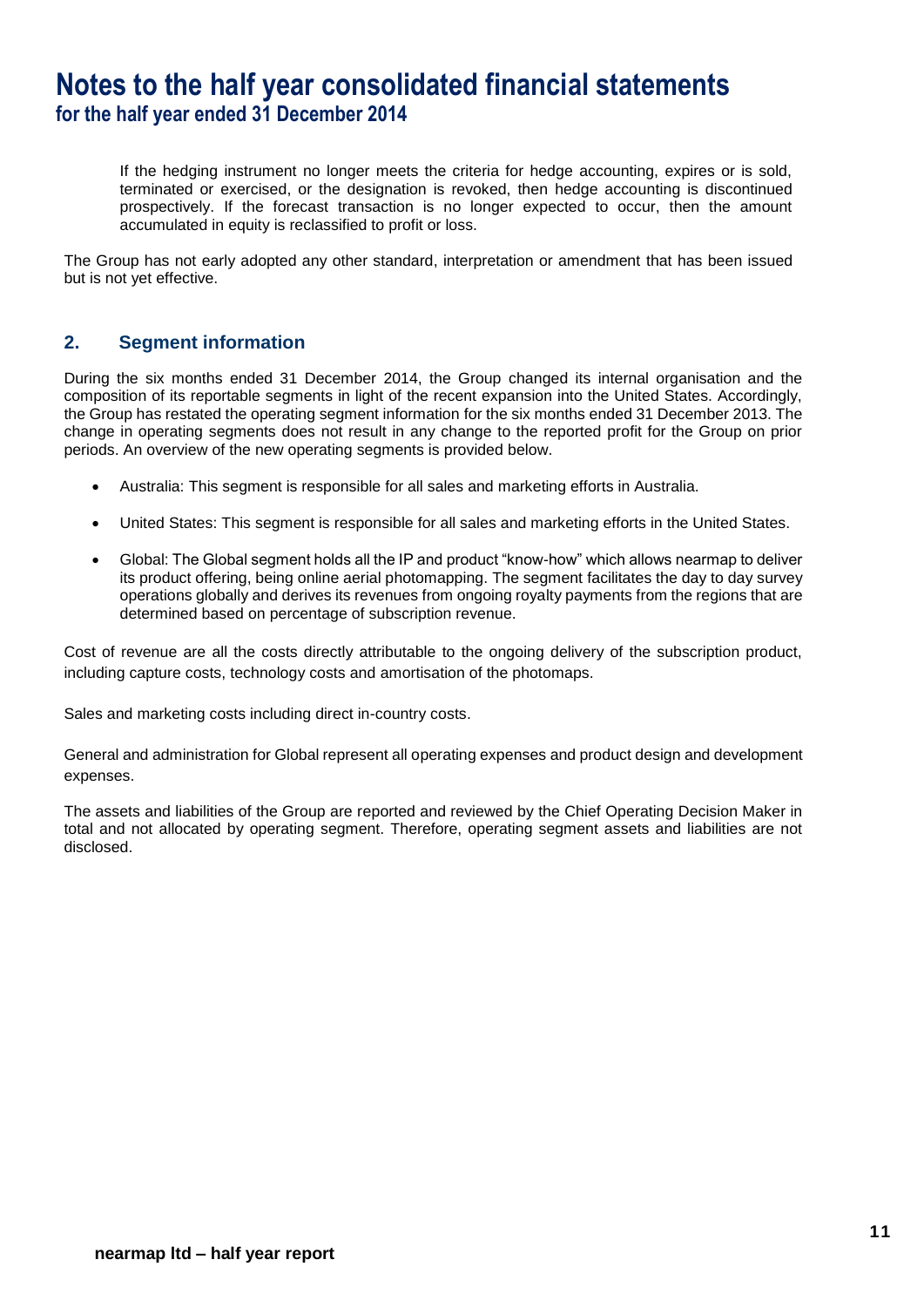If the hedging instrument no longer meets the criteria for hedge accounting, expires or is sold, terminated or exercised, or the designation is revoked, then hedge accounting is discontinued prospectively. If the forecast transaction is no longer expected to occur, then the amount accumulated in equity is reclassified to profit or loss.

The Group has not early adopted any other standard, interpretation or amendment that has been issued but is not yet effective.

## 2. Segment information

During the six months ended 31 December 2014, the Group changed its internal organisation and the composition of its reportable segments in light of the recent expansion into the United States. Accordingly, the Group has restated the operating segment information for the six months ended 31 December 2013. The change in operating segments does not result in any change to the reported profit for the Group on prior periods. An overview of the new operating segments is provided below.

- Australia: This segment is responsible for all sales and marketing efforts in Australia.
- United States: This segment is responsible for all sales and marketing efforts in the United States.
- Global: The Global segment holds all the IP and product "know-how" which allows nearmap to deliver its product offering, being online aerial photomapping. The segment facilitates the day to day survey operations globally and derives its revenues from ongoing royalty payments from the regions that are determined based on percentage of subscription revenue.

Cost of revenue are all the costs directly attributable to the ongoing delivery of the subscription product, including capture costs, technology costs and amortisation of the photomaps.

Sales and marketing costs including direct in-country costs.

General and administration for Global represent all operating expenses and product design and development expenses.

The assets and liabilities of the Group are reported and reviewed by the Chief Operating Decision Maker in total and not allocated by operating segment. Therefore, operating segment assets and liabilities are not disclosed.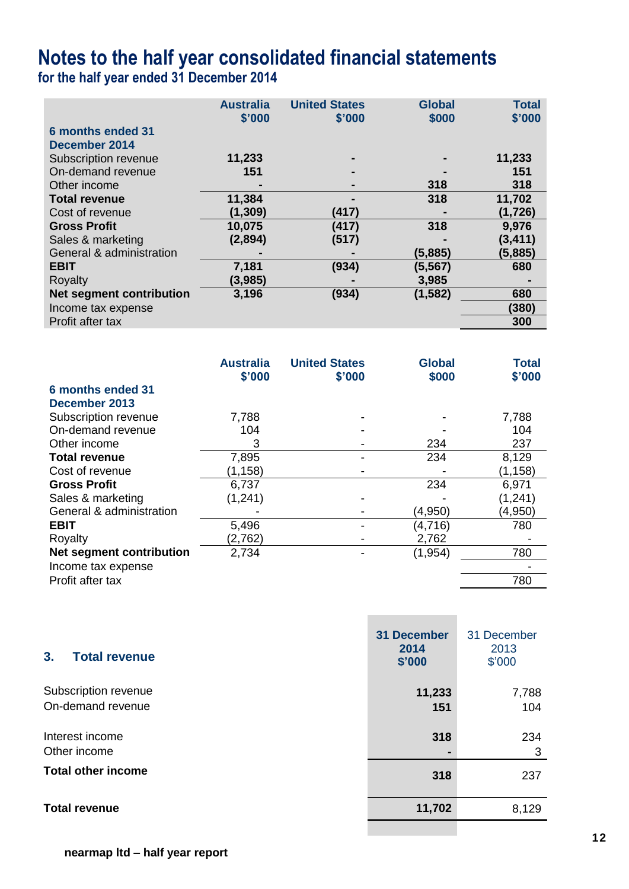# Notes to the half year consolidated financial statements

## for the half year ended 31 December 2014

| | Australia $'000 | United States $'000 | Global $000 | Total $'000 |
|---|---|---|---|---|
| **6 months ended 31 December 2014** | | | | |
| Subscription revenue | **11,233** | **-** | **-** | **11,233** |
| On-demand revenue | **151** | **-** | **-** | **151** |
| Other income | **-** | **-** | **318** | **318** |
| **Total revenue** | **11,384** | **-** | **318** | **11,702** |
| Cost of revenue | **(1,309)** | **(417)** | **-** | **(1,726)** |
| **Gross Profit** | **10,075** | **(417)** | **318** | **9,976** |
| Sales & marketing | **(2,894)** | **(517)** | **-** | **(3,411)** |
| General & administration | **-** | **-** | **(5,885)** | **(5,885)** |
| **EBIT** | **7,181** | **(934)** | **(5,567)** | **680** |
| Royalty | **(3,985)** | **-** | **3,985** | **-** |
| **Net segment contribution** | **3,196** | **(934)** | **(1,582)** | **680** |
| Income tax expense | | | | **(380)** |
| Profit after tax | | | | **300** |

| | Australia $'000 | United States $'000 | Global $000 | Total $'000 |
|---|---|---|---|---|
| **6 months ended 31 December 2013** | | | | |
| Subscription revenue | 7,788 | - | - | 7,788 |
| On-demand revenue | 104 | - | - | 104 |
| Other income | 3 | - | 234 | 237 |
| **Total revenue** | 7,895 | - | 234 | 8,129 |
| Cost of revenue | (1,158) | - | - | (1,158) |
| **Gross Profit** | 6,737 | | 234 | 6,971 |
| Sales & marketing | (1,241) | - | - | (1,241) |
| General & administration | - | - | (4,950) | (4,950) |
| **EBIT** | 5,496 | - | (4,716) | 780 |
| Royalty | (2,762) | - | 2,762 | - |
| **Net segment contribution** | 2,734 | - | (1,954) | 780 |
| Income tax expense | | | | - |
| Profit after tax | | | | 780 |

## 3. Total revenue

| | 31 December 2014 $'000 | 31 December 2013 $'000 |
|---|---|---|
| Subscription revenue | **11,233** | 7,788 |
| On-demand revenue | **151** | 104 |
| | | |
| Interest income | **318** | 234 |
| Other income | **-** | 3 |
| **Total other income** | **318** | 237 |
| | | |
| **Total revenue** | **11,702** | 8,129 |

**nearmap ltd – half year report**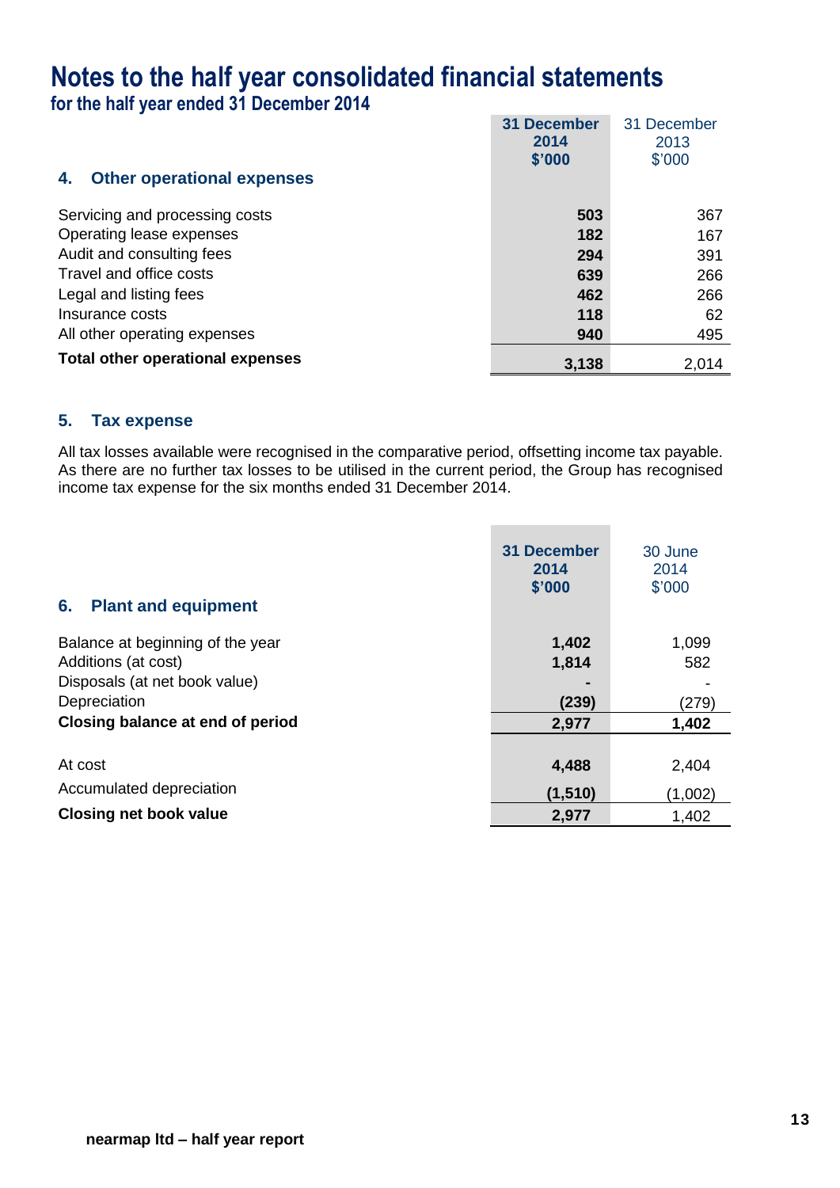# Notes to the half year consolidated financial statements

**for the half year ended 31 December 2014**

## 4. Other operational expenses

| | 31 December 2014 $'000 | 31 December 2013 $'000 |
|---|---|---|
| Servicing and processing costs | **503** | 367 |
| Operating lease expenses | **182** | 167 |
| Audit and consulting fees | **294** | 391 |
| Travel and office costs | **639** | 266 |
| Legal and listing fees | **462** | 266 |
| Insurance costs | **118** | 62 |
| All other operating expenses | **940** | 495 |
| **Total other operational expenses** | **3,138** | 2,014 |

## 5. Tax expense

All tax losses available were recognised in the comparative period, offsetting income tax payable. As there are no further tax losses to be utilised in the current period, the Group has recognised income tax expense for the six months ended 31 December 2014.

## 6. Plant and equipment

| | 31 December 2014 $'000 | 30 June 2014 $'000 |
|---|---|---|
| Balance at beginning of the year | **1,402** | 1,099 |
| Additions (at cost) | **1,814** | 582 |
| Disposals (at net book value) | **-** | - |
| Depreciation | **(239)** | (279) |
| **Closing balance at end of period** | **2,977** | **1,402** |
| | | |
| At cost | **4,488** | 2,404 |
| Accumulated depreciation | **(1,510)** | (1,002) |
| **Closing net book value** | **2,977** | 1,402 |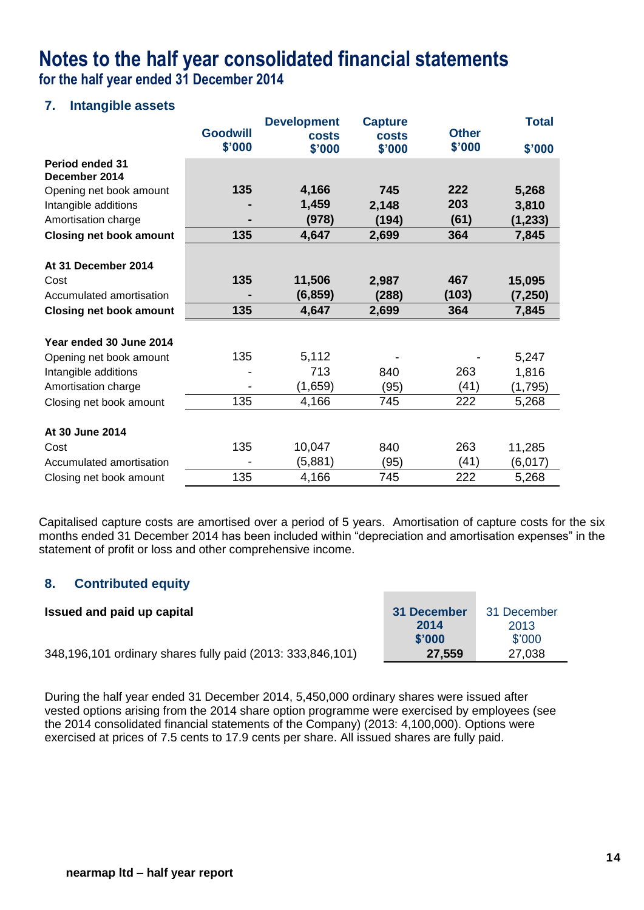# Notes to the half year consolidated financial statements
## for the half year ended 31 December 2014

### 7. Intangible assets

| | Goodwill $'000 | Development costs $'000 | Capture costs $'000 | Other $'000 | Total $'000 |
|---|---|---|---|---|---|
| **Period ended 31 December 2014** | | | | | |
| Opening net book amount | **135** | **4,166** | **745** | **222** | **5,268** |
| Intangible additions | **-** | **1,459** | **2,148** | **203** | **3,810** |
| Amortisation charge | **-** | **(978)** | **(194)** | **(61)** | **(1,233)** |
| **Closing net book amount** | **135** | **4,647** | **2,699** | **364** | **7,845** |
| | | | | | |
| **At 31 December 2014** | | | | | |
| Cost | **135** | **11,506** | **2,987** | **467** | **15,095** |
| Accumulated amortisation | **-** | **(6,859)** | **(288)** | **(103)** | **(7,250)** |
| **Closing net book amount** | **135** | **4,647** | **2,699** | **364** | **7,845** |
| | | | | | |
| **Year ended 30 June 2014** | | | | | |
| Opening net book amount | 135 | 5,112 | - | - | 5,247 |
| Intangible additions | - | 713 | 840 | 263 | 1,816 |
| Amortisation charge | - | (1,659) | (95) | (41) | (1,795) |
| Closing net book amount | 135 | 4,166 | 745 | 222 | 5,268 |
| | | | | | |
| **At 30 June 2014** | | | | | |
| Cost | 135 | 10,047 | 840 | 263 | 11,285 |
| Accumulated amortisation | - | (5,881) | (95) | (41) | (6,017) |
| Closing net book amount | 135 | 4,166 | 745 | 222 | 5,268 |

Capitalised capture costs are amortised over a period of 5 years. Amortisation of capture costs for the six months ended 31 December 2014 has been included within "depreciation and amortisation expenses" in the statement of profit or loss and other comprehensive income.

### 8. Contributed equity

| **Issued and paid up capital** | **31 December 2014 $'000** | 31 December 2013 $'000 |
|---|---|---|
| 348,196,101 ordinary shares fully paid (2013: 333,846,101) | **27,559** | 27,038 |

During the half year ended 31 December 2014, 5,450,000 ordinary shares were issued after vested options arising from the 2014 share option programme were exercised by employees (see the 2014 consolidated financial statements of the Company) (2013: 4,100,000). Options were exercised at prices of 7.5 cents to 17.9 cents per share. All issued shares are fully paid.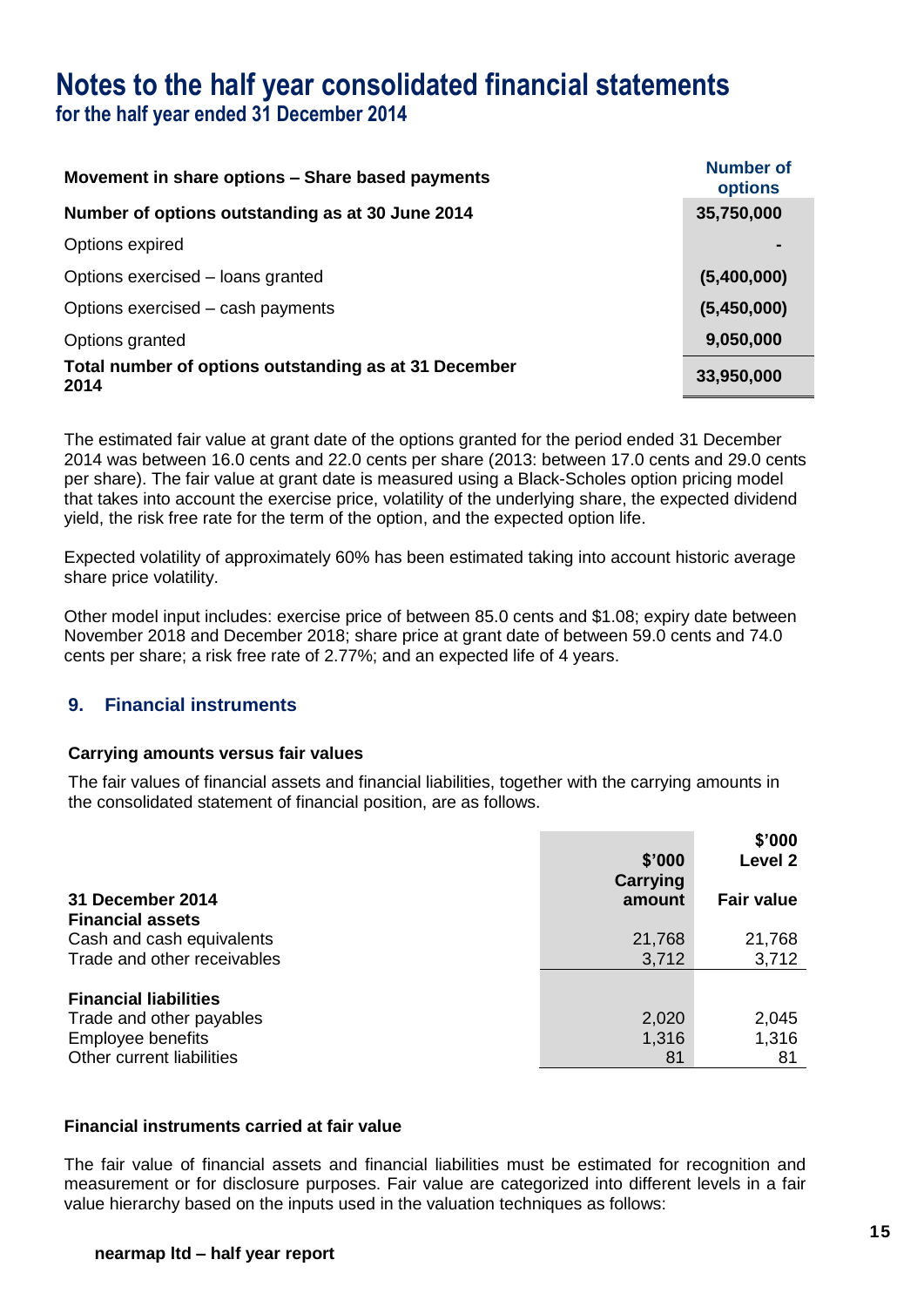# Notes to the half year consolidated financial statements

## for the half year ended 31 December 2014

| Movement in share options – Share based payments | Number of options |
|---|---|
| **Number of options outstanding as at 30 June 2014** | **35,750,000** |
| Options expired | **-** |
| Options exercised – loans granted | **(5,400,000)** |
| Options exercised – cash payments | **(5,450,000)** |
| Options granted | **9,050,000** |
| **Total number of options outstanding as at 31 December 2014** | **33,950,000** |

The estimated fair value at grant date of the options granted for the period ended 31 December 2014 was between 16.0 cents and 22.0 cents per share (2013: between 17.0 cents and 29.0 cents per share). The fair value at grant date is measured using a Black-Scholes option pricing model that takes into account the exercise price, volatility of the underlying share, the expected dividend yield, the risk free rate for the term of the option, and the expected option life.

Expected volatility of approximately 60% has been estimated taking into account historic average share price volatility.

Other model input includes: exercise price of between 85.0 cents and $1.08; expiry date between November 2018 and December 2018; share price at grant date of between 59.0 cents and 74.0 cents per share; a risk free rate of 2.77%; and an expected life of 4 years.

## 9. Financial instruments

### Carrying amounts versus fair values

The fair values of financial assets and financial liabilities, together with the carrying amounts in the consolidated statement of financial position, are as follows.

| 31 December 2014 | $'000 Carrying amount | $'000 Level 2 Fair value |
|---|---|---|
| **Financial assets** | | |
| Cash and cash equivalents | 21,768 | 21,768 |
| Trade and other receivables | 3,712 | 3,712 |
| **Financial liabilities** | | |
| Trade and other payables | 2,020 | 2,045 |
| Employee benefits | 1,316 | 1,316 |
| Other current liabilities | 81 | 81 |

### Financial instruments carried at fair value

The fair value of financial assets and financial liabilities must be estimated for recognition and measurement or for disclosure purposes. Fair value are categorized into different levels in a fair value hierarchy based on the inputs used in the valuation techniques as follows: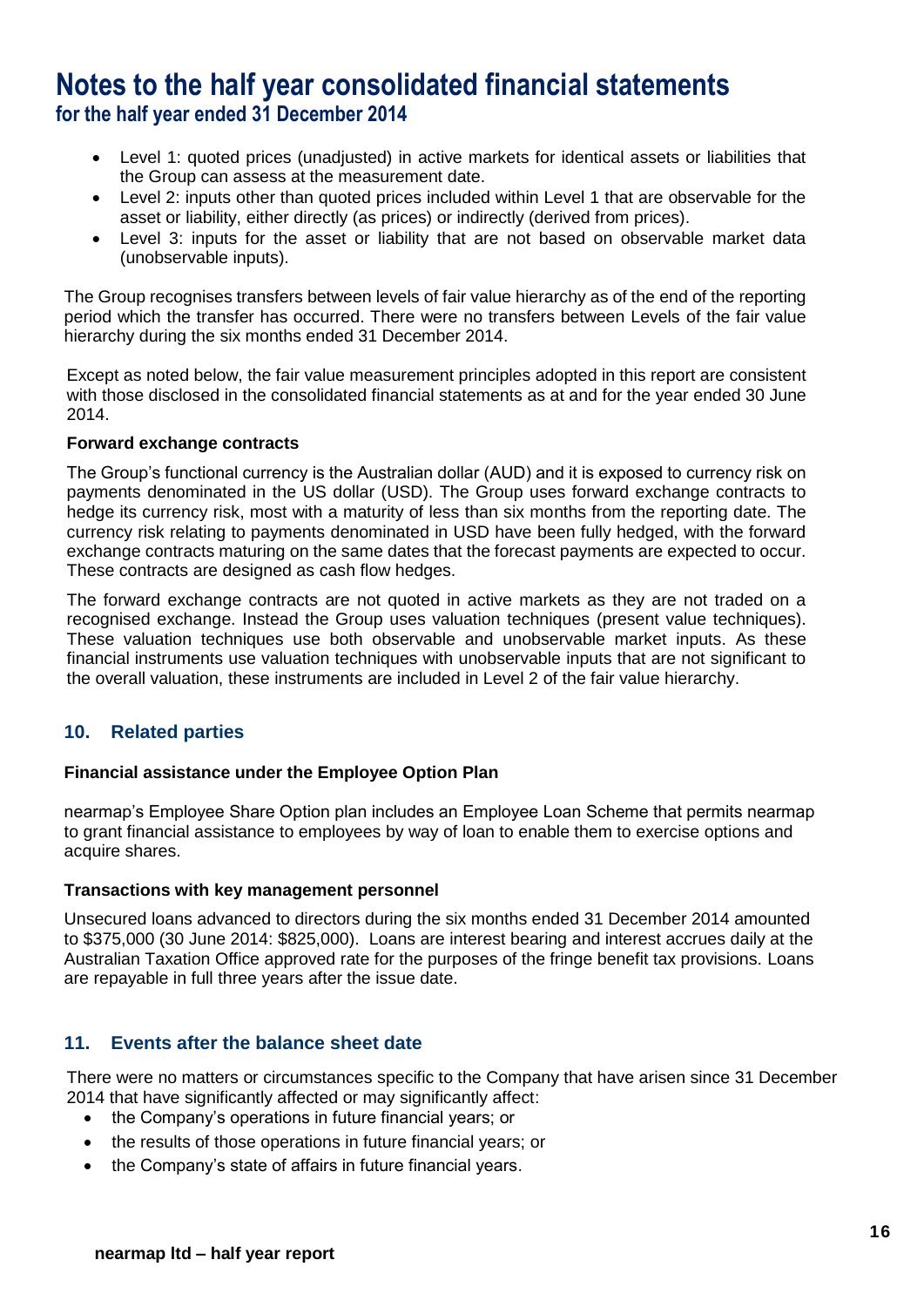- Level 1: quoted prices (unadjusted) in active markets for identical assets or liabilities that the Group can assess at the measurement date.
- Level 2: inputs other than quoted prices included within Level 1 that are observable for the asset or liability, either directly (as prices) or indirectly (derived from prices).
- Level 3: inputs for the asset or liability that are not based on observable market data (unobservable inputs).

The Group recognises transfers between levels of fair value hierarchy as of the end of the reporting period which the transfer has occurred. There were no transfers between Levels of the fair value hierarchy during the six months ended 31 December 2014.

Except as noted below, the fair value measurement principles adopted in this report are consistent with those disclosed in the consolidated financial statements as at and for the year ended 30 June 2014.

**Forward exchange contracts**

The Group's functional currency is the Australian dollar (AUD) and it is exposed to currency risk on payments denominated in the US dollar (USD). The Group uses forward exchange contracts to hedge its currency risk, most with a maturity of less than six months from the reporting date. The currency risk relating to payments denominated in USD have been fully hedged, with the forward exchange contracts maturing on the same dates that the forecast payments are expected to occur. These contracts are designed as cash flow hedges.

The forward exchange contracts are not quoted in active markets as they are not traded on a recognised exchange. Instead the Group uses valuation techniques (present value techniques). These valuation techniques use both observable and unobservable market inputs. As these financial instruments use valuation techniques with unobservable inputs that are not significant to the overall valuation, these instruments are included in Level 2 of the fair value hierarchy.

## 10. Related parties

**Financial assistance under the Employee Option Plan**

nearmap's Employee Share Option plan includes an Employee Loan Scheme that permits nearmap to grant financial assistance to employees by way of loan to enable them to exercise options and acquire shares.

**Transactions with key management personnel**

Unsecured loans advanced to directors during the six months ended 31 December 2014 amounted to $375,000 (30 June 2014: $825,000). Loans are interest bearing and interest accrues daily at the Australian Taxation Office approved rate for the purposes of the fringe benefit tax provisions. Loans are repayable in full three years after the issue date.

## 11. Events after the balance sheet date

There were no matters or circumstances specific to the Company that have arisen since 31 December 2014 that have significantly affected or may significantly affect:

- the Company's operations in future financial years; or
- the results of those operations in future financial years; or
- the Company's state of affairs in future financial years.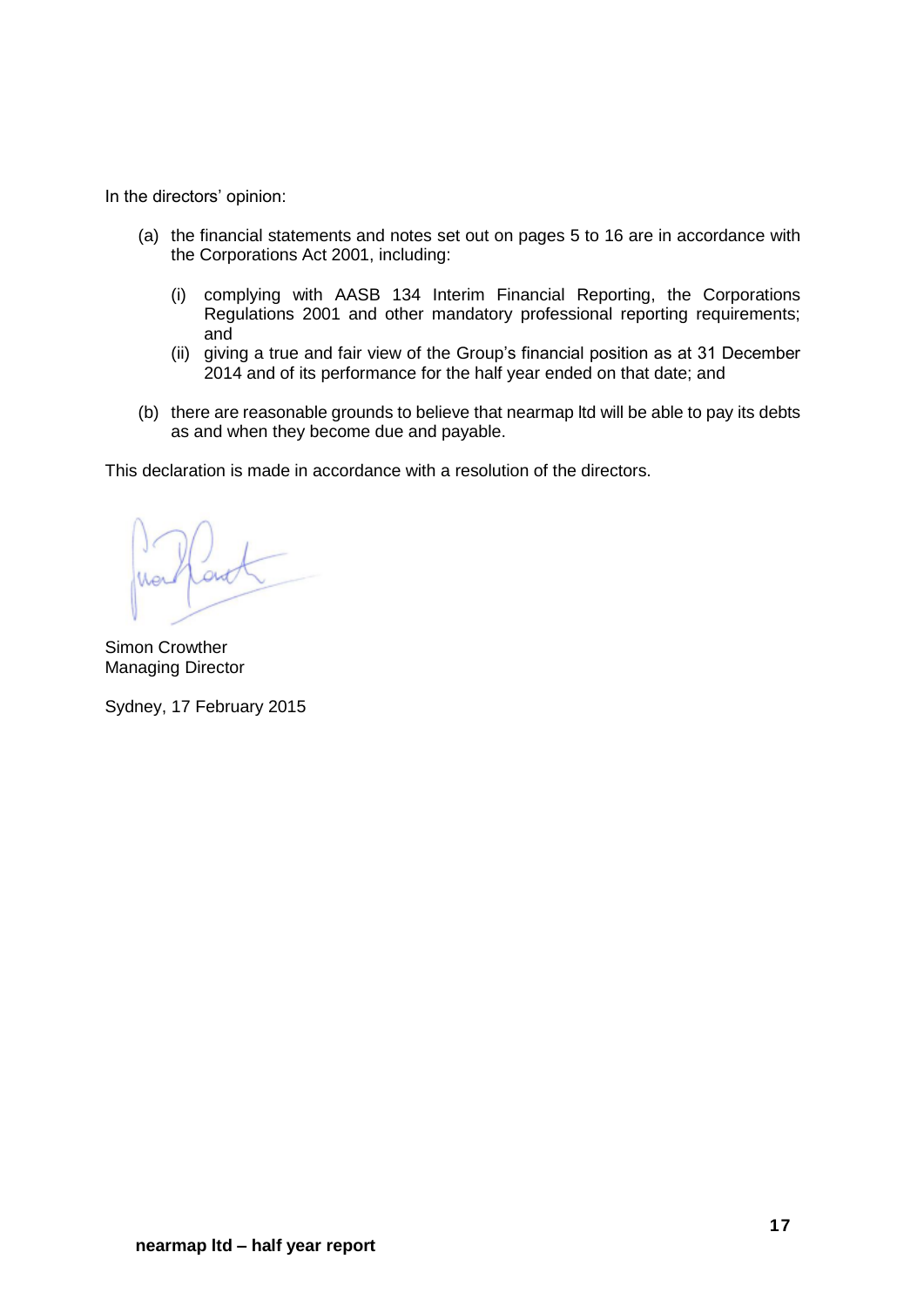In the directors' opinion:

(a) the financial statements and notes set out on pages 5 to 16 are in accordance with the Corporations Act 2001, including:

   (i) complying with AASB 134 Interim Financial Reporting, the Corporations Regulations 2001 and other mandatory professional reporting requirements; and

   (ii) giving a true and fair view of the Group's financial position as at 31 December 2014 and of its performance for the half year ended on that date; and

(b) there are reasonable grounds to believe that nearmap ltd will be able to pay its debts as and when they become due and payable.

This declaration is made in accordance with a resolution of the directors.

Simon Crowther
Managing Director

Sydney, 17 February 2015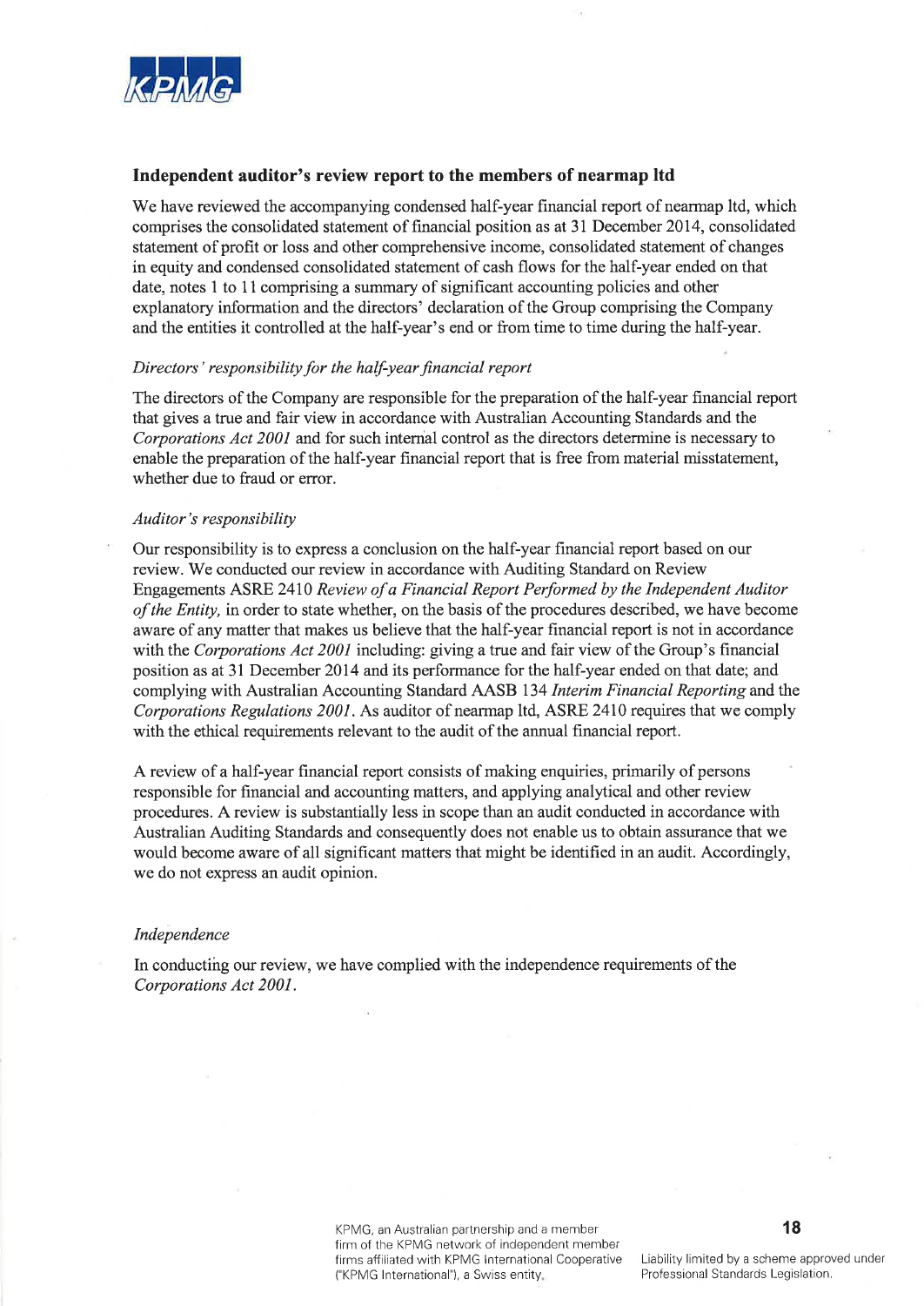## Independent auditor's review report to the members of nearmap ltd

We have reviewed the accompanying condensed half-year financial report of nearmap ltd, which comprises the consolidated statement of financial position as at 31 December 2014, consolidated statement of profit or loss and other comprehensive income, consolidated statement of changes in equity and condensed consolidated statement of cash flows for the half-year ended on that date, notes 1 to 11 comprising a summary of significant accounting policies and other explanatory information and the directors' declaration of the Group comprising the Company and the entities it controlled at the half-year's end or from time to time during the half-year.

*Directors' responsibility for the half-year financial report*

The directors of the Company are responsible for the preparation of the half-year financial report that gives a true and fair view in accordance with Australian Accounting Standards and the *Corporations Act 2001* and for such internal control as the directors determine is necessary to enable the preparation of the half-year financial report that is free from material misstatement, whether due to fraud or error.

*Auditor's responsibility*

Our responsibility is to express a conclusion on the half-year financial report based on our review. We conducted our review in accordance with Auditing Standard on Review Engagements ASRE 2410 *Review of a Financial Report Performed by the Independent Auditor of the Entity,* in order to state whether, on the basis of the procedures described, we have become aware of any matter that makes us believe that the half-year financial report is not in accordance with the *Corporations Act 2001* including: giving a true and fair view of the Group's financial position as at 31 December 2014 and its performance for the half-year ended on that date; and complying with Australian Accounting Standard AASB 134 *Interim Financial Reporting* and the *Corporations Regulations 2001*. As auditor of nearmap ltd, ASRE 2410 requires that we comply with the ethical requirements relevant to the audit of the annual financial report.

A review of a half-year financial report consists of making enquiries, primarily of persons responsible for financial and accounting matters, and applying analytical and other review procedures. A review is substantially less in scope than an audit conducted in accordance with Australian Auditing Standards and consequently does not enable us to obtain assurance that we would become aware of all significant matters that might be identified in an audit. Accordingly, we do not express an audit opinion.

*Independence*

In conducting our review, we have complied with the independence requirements of the *Corporations Act 2001*.

KPMG, an Australian partnership and a member firm of the KPMG network of independent member firms affiliated with KPMG International Cooperative ("KPMG International"), a Swiss entity.

Liability limited by a scheme approved under Professional Standards Legislation.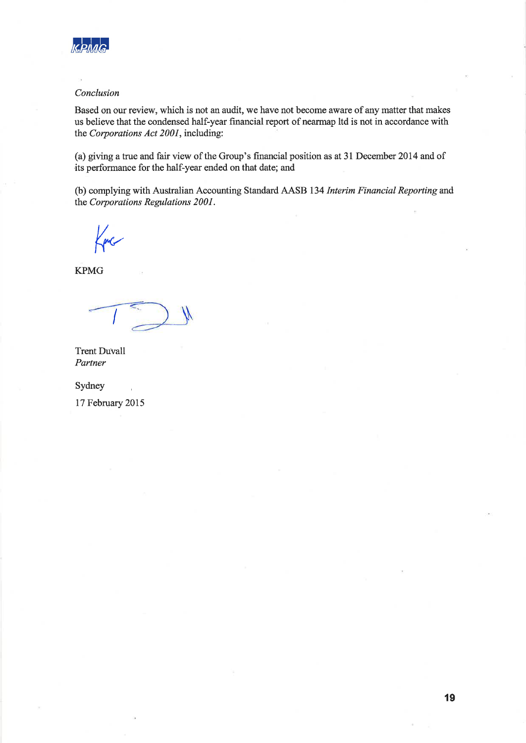*Conclusion*

Based on our review, which is not an audit, we have not become aware of any matter that makes us believe that the condensed half-year financial report of nearmap ltd is not in accordance with the *Corporations Act 2001*, including:

(a) giving a true and fair view of the Group's financial position as at 31 December 2014 and of its performance for the half-year ended on that date; and

(b) complying with Australian Accounting Standard AASB 134 *Interim Financial Reporting* and the *Corporations Regulations 2001*.

KPMG

Trent Duvall
*Partner*

Sydney

17 February 2015